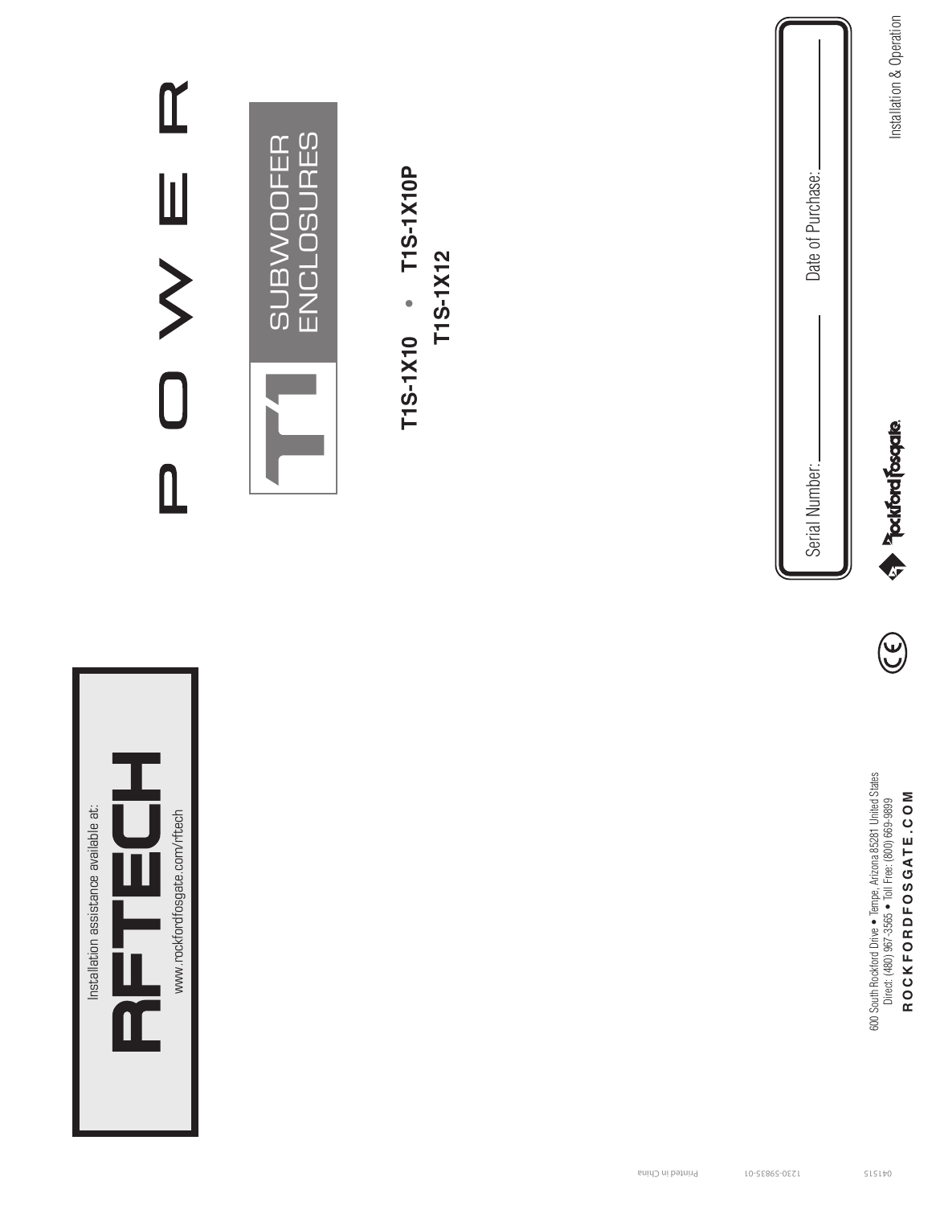# POWER

## T1 SUBWOOFER ENCLOSURES

**T1S-1X10 • T1S-1X10P**
**T1S-1X12**

Serial Number: \_\_\_\_\_\_\_\_\_\_\_\_ Date of Purchase: \_\_\_\_\_\_\_\_\_\_\_\_

Rockford Fosgate

Installation & Operation

Installation assistance available at:

**RFTECH**

www.rockfordfosgate.com/rftech

CE

600 South Rockford Drive • Tempe, Arizona 85281 United States
Direct: (480) 967-3565 • Toll Free: (800) 669-9899
**ROCKFORDFOSGATE.COM**

041515 1230-59835-01 Printed in China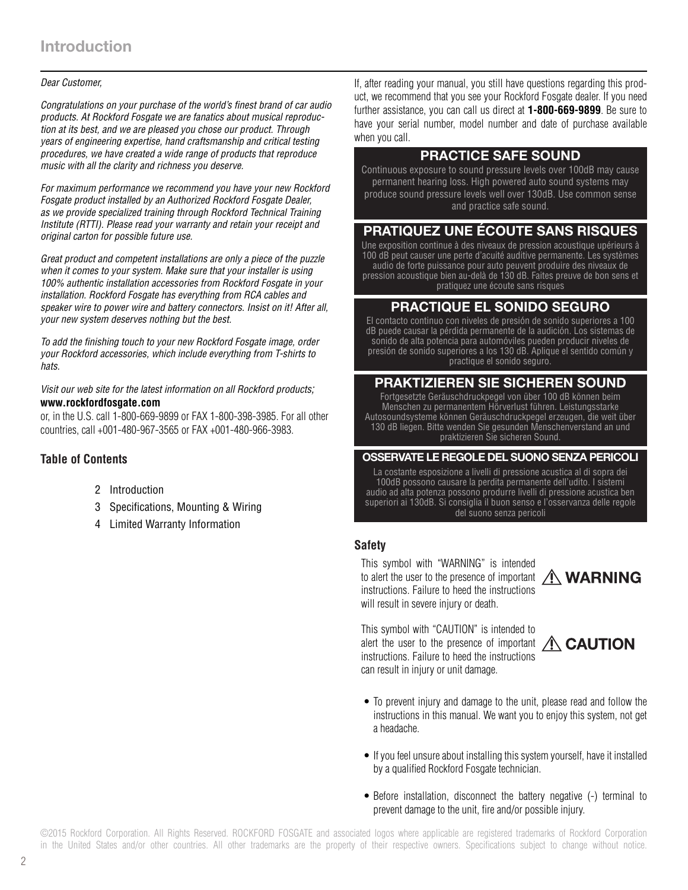# Introduction

*Dear Customer,*

*Congratulations on your purchase of the world's finest brand of car audio products. At Rockford Fosgate we are fanatics about musical reproduction at its best, and we are pleased you chose our product. Through years of engineering expertise, hand craftsmanship and critical testing procedures, we have created a wide range of products that reproduce music with all the clarity and richness you deserve.*

*For maximum performance we recommend you have your new Rockford Fosgate product installed by an Authorized Rockford Fosgate Dealer, as we provide specialized training through Rockford Technical Training Institute (RTTI). Please read your warranty and retain your receipt and original carton for possible future use.*

*Great product and competent installations are only a piece of the puzzle when it comes to your system. Make sure that your installer is using 100% authentic installation accessories from Rockford Fosgate in your installation. Rockford Fosgate has everything from RCA cables and speaker wire to power wire and battery connectors. Insist on it! After all, your new system deserves nothing but the best.*

*To add the finishing touch to your new Rockford Fosgate image, order your Rockford accessories, which include everything from T-shirts to hats.*

*Visit our web site for the latest information on all Rockford products;*
**www.rockfordfosgate.com**
or, in the U.S. call 1-800-669-9899 or FAX 1-800-398-3985. For all other countries, call +001-480-967-3565 or FAX +001-480-966-3983.

## Table of Contents

- 2 Introduction
- 3 Specifications, Mounting & Wiring
- 4 Limited Warranty Information

If, after reading your manual, you still have questions regarding this product, we recommend that you see your Rockford Fosgate dealer. If you need further assistance, you can call us direct at **1-800-669-9899**. Be sure to have your serial number, model number and date of purchase available when you call.

### PRACTICE SAFE SOUND

Continuous exposure to sound pressure levels over 100dB may cause permanent hearing loss. High powered auto sound systems may produce sound pressure levels well over 130dB. Use common sense and practice safe sound.

### PRATIQUEZ UNE ÉCOUTE SANS RISQUES

Une exposition continue à des niveaux de pression acoustique upérieurs à 100 dB peut causer une perte d'acuité auditive permanente. Les systèmes audio de forte puissance pour auto peuvent produire des niveaux de pression acoustique bien au-delà de 130 dB. Faites preuve de bon sens et pratiquez une écoute sans risques

### PRACTIQUE EL SONIDO SEGURO

El contacto continuo con niveles de presión de sonido superiores a 100 dB puede causar la pérdida permanente de la audición. Los sistemas de sonido de alta potencia para automóviles pueden producir niveles de presión de sonido superiores a los 130 dB. Aplique el sentido común y practique el sonido seguro.

### PRAKTIZIEREN SIE SICHEREN SOUND

Fortgesetzte Geräuschdruckpegel von über 100 dB können beim Menschen zu permanentem Hörverlust führen. Leistungsstarke Autosoundsysteme können Geräuschdruckpegel erzeugen, die weit über 130 dB liegen. Bitte wenden Sie gesunden Menschenverstand an und praktizieren Sie sicheren Sound.

### OSSERVATE LE REGOLE DEL SUONO SENZA PERICOLI

La costante esposizione a livelli di pressione acustica al di sopra dei 100dB possono causare la perdita permanente dell'udito. I sistemi audio ad alta potenza possono produrre livelli di pressione acustica ben superiori ai 130dB. Si consiglia il buon senso e l'osservanza delle regole del suono senza pericoli

## Safety

This symbol with "WARNING" is intended to alert the user to the presence of important instructions. Failure to heed the instructions will result in severe injury or death.

**⚠ WARNING**

This symbol with "CAUTION" is intended to alert the user to the presence of important instructions. Failure to heed the instructions can result in injury or unit damage.

**⚠ CAUTION**

- To prevent injury and damage to the unit, please read and follow the instructions in this manual. We want you to enjoy this system, not get a headache.
- If you feel unsure about installing this system yourself, have it installed by a qualified Rockford Fosgate technician.
- Before installation, disconnect the battery negative (-) terminal to prevent damage to the unit, fire and/or possible injury.

©2015 Rockford Corporation. All Rights Reserved. ROCKFORD FOSGATE and associated logos where applicable are registered trademarks of Rockford Corporation in the United States and/or other countries. All other trademarks are the property of their respective owners. Specifications subject to change without notice.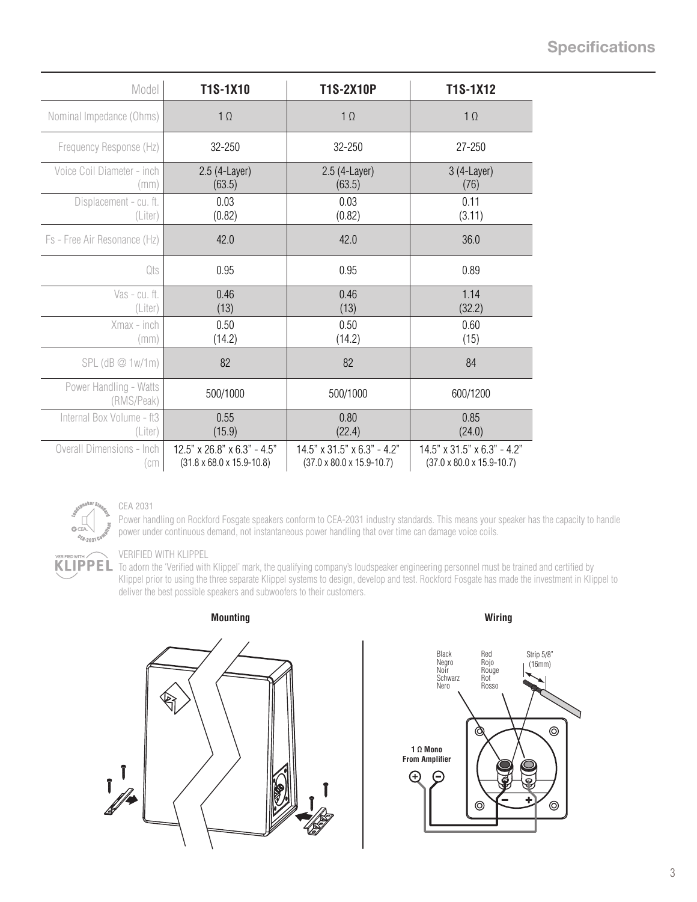## Specifications

| Model | T1S-1X10 | T1S-2X10P | T1S-1X12 |
|---|---|---|---|
| Nominal Impedance (Ohms) | 1 Ω | 1 Ω | 1 Ω |
| Frequency Response (Hz) | 32-250 | 32-250 | 27-250 |
| Voice Coil Diameter - inch (mm) | 2.5 (4-Layer) (63.5) | 2.5 (4-Layer) (63.5) | 3 (4-Layer) (76) |
| Displacement - cu. ft. (Liter) | 0.03 (0.82) | 0.03 (0.82) | 0.11 (3.11) |
| Fs - Free Air Resonance (Hz) | 42.0 | 42.0 | 36.0 |
| Qts | 0.95 | 0.95 | 0.89 |
| Vas - cu. ft. (Liter) | 0.46 (13) | 0.46 (13) | 1.14 (32.2) |
| Xmax - inch (mm) | 0.50 (14.2) | 0.50 (14.2) | 0.60 (15) |
| SPL (dB @ 1w/1m) | 82 | 82 | 84 |
| Power Handling - Watts (RMS/Peak) | 500/1000 | 500/1000 | 600/1200 |
| Internal Box Volume - ft3 (Liter) | 0.55 (15.9) | 0.80 (22.4) | 0.85 (24.0) |
| Overall Dimensions - Inch (cm | 12.5" x 26.8" x 6.3" - 4.5" (31.8 x 68.0 x 15.9-10.8) | 14.5" x 31.5" x 6.3" - 4.2" (37.0 x 80.0 x 15.9-10.7) | 14.5" x 31.5" x 6.3" - 4.2" (37.0 x 80.0 x 15.9-10.7) |

CEA 2031

Power handling on Rockford Fosgate speakers conform to CEA-2031 industry standards. This means your speaker has the capacity to handle power under continuous demand, not instantaneous power handling that over time can damage voice coils.

VERIFIED WITH KLIPPEL

To adorn the 'Verified with Klippel' mark, the qualifying company's loudspeaker engineering personnel must be trained and certified by Klippel prior to using the three separate Klippel systems to design, develop and test. Rockford Fosgate has made the investment in Klippel to deliver the best possible speakers and subwoofers to their customers.

**Mounting**

**Wiring**

Black / Negro / Noir / Schwarz / Nero

Red / Rojo / Rouge / Rot / Rosso

Strip 5/8" (16mm)

**1 Ω Mono From Amplifier**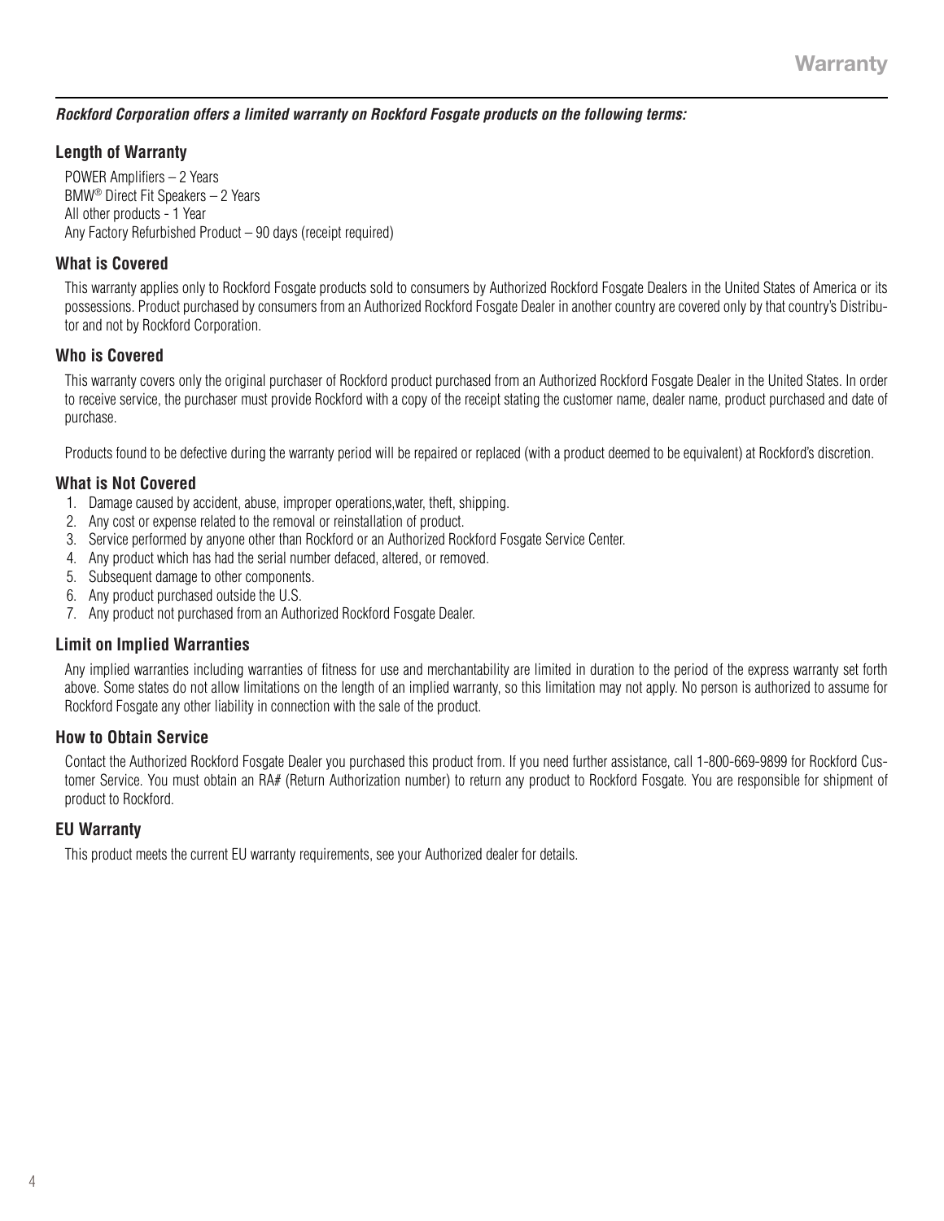# Warranty

***Rockford Corporation offers a limited warranty on Rockford Fosgate products on the following terms:***

### Length of Warranty

POWER Amplifiers – 2 Years
BMW® Direct Fit Speakers – 2 Years
All other products - 1 Year
Any Factory Refurbished Product – 90 days (receipt required)

### What is Covered

This warranty applies only to Rockford Fosgate products sold to consumers by Authorized Rockford Fosgate Dealers in the United States of America or its possessions. Product purchased by consumers from an Authorized Rockford Fosgate Dealer in another country are covered only by that country's Distributor and not by Rockford Corporation.

### Who is Covered

This warranty covers only the original purchaser of Rockford product purchased from an Authorized Rockford Fosgate Dealer in the United States. In order to receive service, the purchaser must provide Rockford with a copy of the receipt stating the customer name, dealer name, product purchased and date of purchase.

Products found to be defective during the warranty period will be repaired or replaced (with a product deemed to be equivalent) at Rockford's discretion.

### What is Not Covered

1. Damage caused by accident, abuse, improper operations,water, theft, shipping.
2. Any cost or expense related to the removal or reinstallation of product.
3. Service performed by anyone other than Rockford or an Authorized Rockford Fosgate Service Center.
4. Any product which has had the serial number defaced, altered, or removed.
5. Subsequent damage to other components.
6. Any product purchased outside the U.S.
7. Any product not purchased from an Authorized Rockford Fosgate Dealer.

### Limit on Implied Warranties

Any implied warranties including warranties of fitness for use and merchantability are limited in duration to the period of the express warranty set forth above. Some states do not allow limitations on the length of an implied warranty, so this limitation may not apply. No person is authorized to assume for Rockford Fosgate any other liability in connection with the sale of the product.

### How to Obtain Service

Contact the Authorized Rockford Fosgate Dealer you purchased this product from. If you need further assistance, call 1-800-669-9899 for Rockford Customer Service. You must obtain an RA# (Return Authorization number) to return any product to Rockford Fosgate. You are responsible for shipment of product to Rockford.

### EU Warranty

This product meets the current EU warranty requirements, see your Authorized dealer for details.